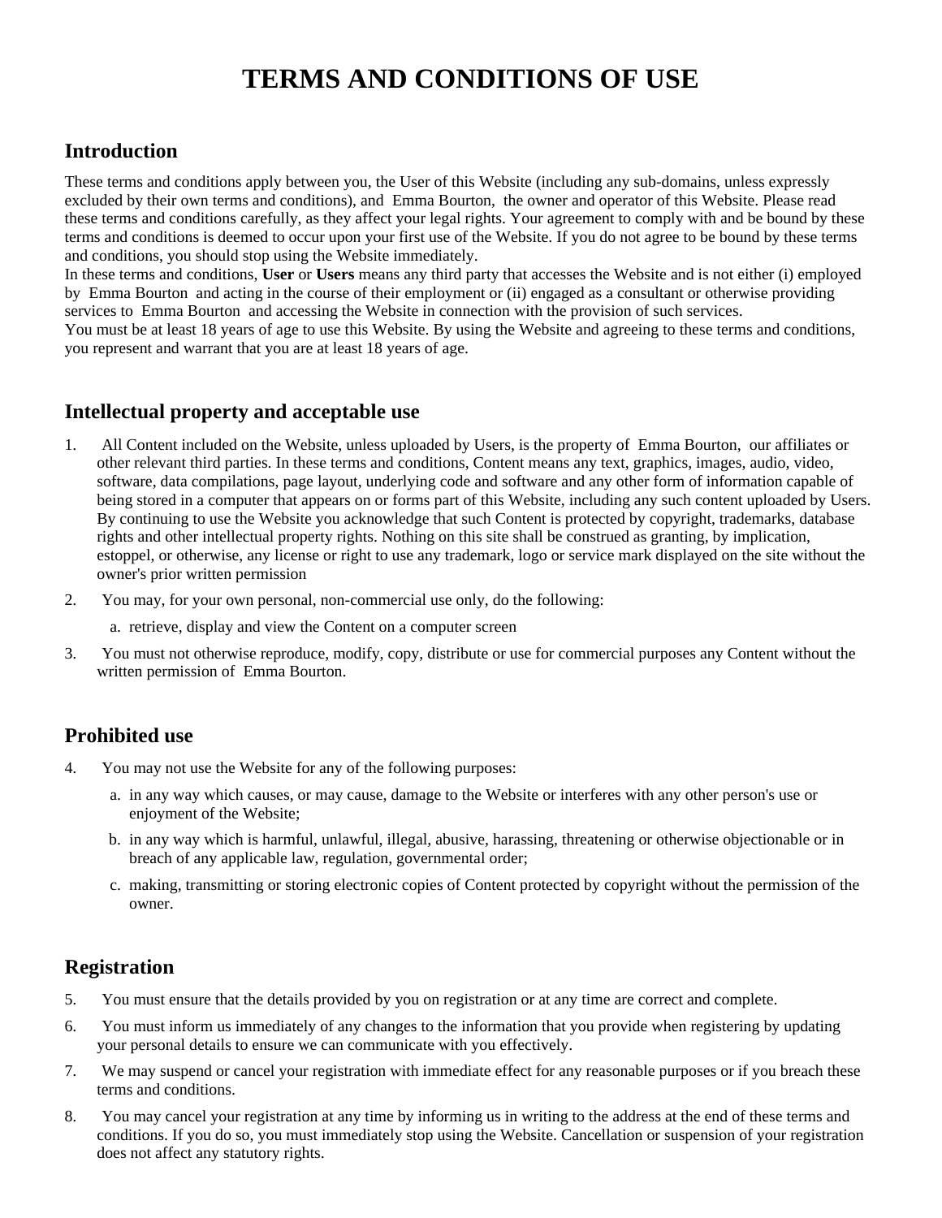# TERMS AND CONDITIONS OF USE

## Introduction

These terms and conditions apply between you, the User of this Website (including any sub-domains, unless expressly excluded by their own terms and conditions), and Emma Bourton, the owner and operator of this Website. Please read these terms and conditions carefully, as they affect your legal rights. Your agreement to comply with and be bound by these terms and conditions is deemed to occur upon your first use of the Website. If you do not agree to be bound by these terms and conditions, you should stop using the Website immediately.

In these terms and conditions, **User** or **Users** means any third party that accesses the Website and is not either (i) employed by Emma Bourton and acting in the course of their employment or (ii) engaged as a consultant or otherwise providing services to Emma Bourton and accessing the Website in connection with the provision of such services.

You must be at least 18 years of age to use this Website. By using the Website and agreeing to these terms and conditions, you represent and warrant that you are at least 18 years of age.

## Intellectual property and acceptable use

1. All Content included on the Website, unless uploaded by Users, is the property of Emma Bourton, our affiliates or other relevant third parties. In these terms and conditions, Content means any text, graphics, images, audio, video, software, data compilations, page layout, underlying code and software and any other form of information capable of being stored in a computer that appears on or forms part of this Website, including any such content uploaded by Users. By continuing to use the Website you acknowledge that such Content is protected by copyright, trademarks, database rights and other intellectual property rights. Nothing on this site shall be construed as granting, by implication, estoppel, or otherwise, any license or right to use any trademark, logo or service mark displayed on the site without the owner's prior written permission
2. You may, for your own personal, non-commercial use only, do the following:
   a. retrieve, display and view the Content on a computer screen
3. You must not otherwise reproduce, modify, copy, distribute or use for commercial purposes any Content without the written permission of Emma Bourton.

## Prohibited use

4. You may not use the Website for any of the following purposes:
   a. in any way which causes, or may cause, damage to the Website or interferes with any other person's use or enjoyment of the Website;
   b. in any way which is harmful, unlawful, illegal, abusive, harassing, threatening or otherwise objectionable or in breach of any applicable law, regulation, governmental order;
   c. making, transmitting or storing electronic copies of Content protected by copyright without the permission of the owner.

## Registration

5. You must ensure that the details provided by you on registration or at any time are correct and complete.
6. You must inform us immediately of any changes to the information that you provide when registering by updating your personal details to ensure we can communicate with you effectively.
7. We may suspend or cancel your registration with immediate effect for any reasonable purposes or if you breach these terms and conditions.
8. You may cancel your registration at any time by informing us in writing to the address at the end of these terms and conditions. If you do so, you must immediately stop using the Website. Cancellation or suspension of your registration does not affect any statutory rights.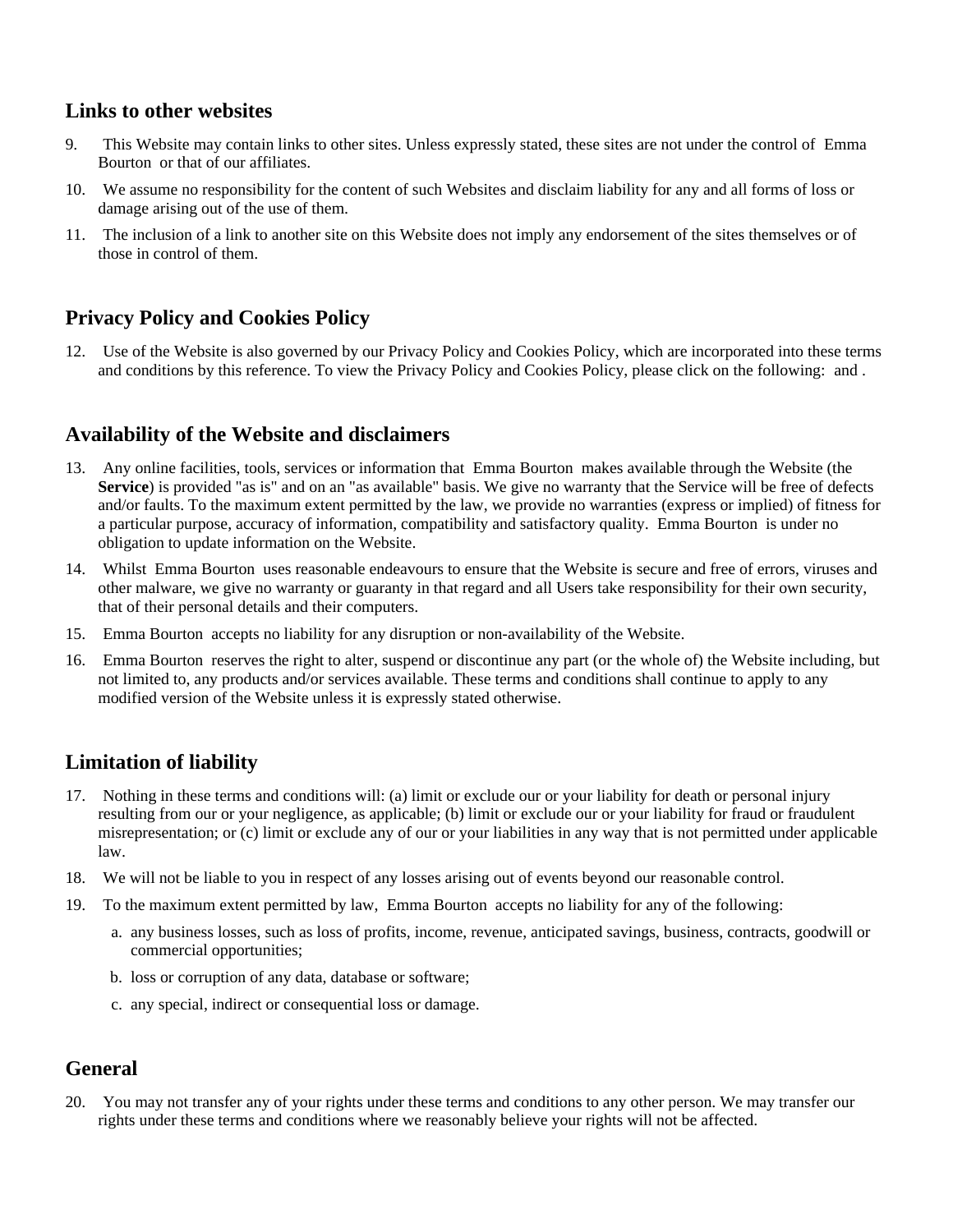## Links to other websites

9. This Website may contain links to other sites. Unless expressly stated, these sites are not under the control of Emma Bourton or that of our affiliates.
10. We assume no responsibility for the content of such Websites and disclaim liability for any and all forms of loss or damage arising out of the use of them.
11. The inclusion of a link to another site on this Website does not imply any endorsement of the sites themselves or of those in control of them.

## Privacy Policy and Cookies Policy

12. Use of the Website is also governed by our Privacy Policy and Cookies Policy, which are incorporated into these terms and conditions by this reference. To view the Privacy Policy and Cookies Policy, please click on the following: and .

## Availability of the Website and disclaimers

13. Any online facilities, tools, services or information that Emma Bourton makes available through the Website (the **Service**) is provided "as is" and on an "as available" basis. We give no warranty that the Service will be free of defects and/or faults. To the maximum extent permitted by the law, we provide no warranties (express or implied) of fitness for a particular purpose, accuracy of information, compatibility and satisfactory quality. Emma Bourton is under no obligation to update information on the Website.
14. Whilst Emma Bourton uses reasonable endeavours to ensure that the Website is secure and free of errors, viruses and other malware, we give no warranty or guaranty in that regard and all Users take responsibility for their own security, that of their personal details and their computers.
15. Emma Bourton accepts no liability for any disruption or non-availability of the Website.
16. Emma Bourton reserves the right to alter, suspend or discontinue any part (or the whole of) the Website including, but not limited to, any products and/or services available. These terms and conditions shall continue to apply to any modified version of the Website unless it is expressly stated otherwise.

## Limitation of liability

17. Nothing in these terms and conditions will: (a) limit or exclude our or your liability for death or personal injury resulting from our or your negligence, as applicable; (b) limit or exclude our or your liability for fraud or fraudulent misrepresentation; or (c) limit or exclude any of our or your liabilities in any way that is not permitted under applicable law.
18. We will not be liable to you in respect of any losses arising out of events beyond our reasonable control.
19. To the maximum extent permitted by law, Emma Bourton accepts no liability for any of the following:
    a. any business losses, such as loss of profits, income, revenue, anticipated savings, business, contracts, goodwill or commercial opportunities;
    b. loss or corruption of any data, database or software;
    c. any special, indirect or consequential loss or damage.

## General

20. You may not transfer any of your rights under these terms and conditions to any other person. We may transfer our rights under these terms and conditions where we reasonably believe your rights will not be affected.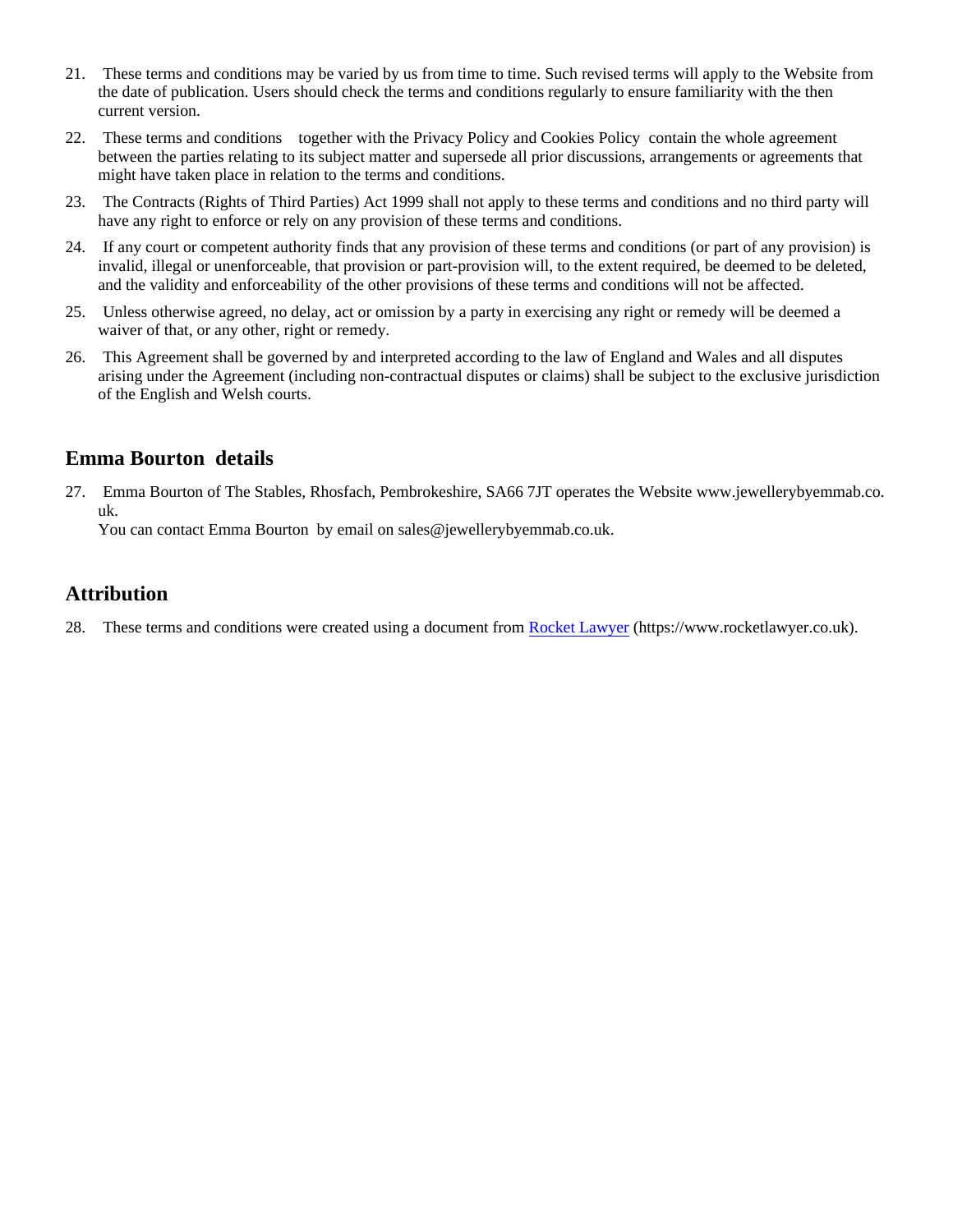21. These terms and conditions may be varied by us from time to time. Such revised terms will apply to the Website from the date of publication. Users should check the terms and conditions regularly to ensure familiarity with the then current version.

22. These terms and conditions together with the Privacy Policy and Cookies Policy contain the whole agreement between the parties relating to its subject matter and supersede all prior discussions, arrangements or agreements that might have taken place in relation to the terms and conditions.

23. The Contracts (Rights of Third Parties) Act 1999 shall not apply to these terms and conditions and no third party will have any right to enforce or rely on any provision of these terms and conditions.

24. If any court or competent authority finds that any provision of these terms and conditions (or part of any provision) is invalid, illegal or unenforceable, that provision or part-provision will, to the extent required, be deemed to be deleted, and the validity and enforceability of the other provisions of these terms and conditions will not be affected.

25. Unless otherwise agreed, no delay, act or omission by a party in exercising any right or remedy will be deemed a waiver of that, or any other, right or remedy.

26. This Agreement shall be governed by and interpreted according to the law of England and Wales and all disputes arising under the Agreement (including non-contractual disputes or claims) shall be subject to the exclusive jurisdiction of the English and Welsh courts.

## Emma Bourton details

27. Emma Bourton of The Stables, Rhosfach, Pembrokeshire, SA66 7JT operates the Website www.jewellerybyemmab.co.uk.
    You can contact Emma Bourton by email on sales@jewellerybyemmab.co.uk.

## Attribution

28. These terms and conditions were created using a document from Rocket Lawyer (https://www.rocketlawyer.co.uk).